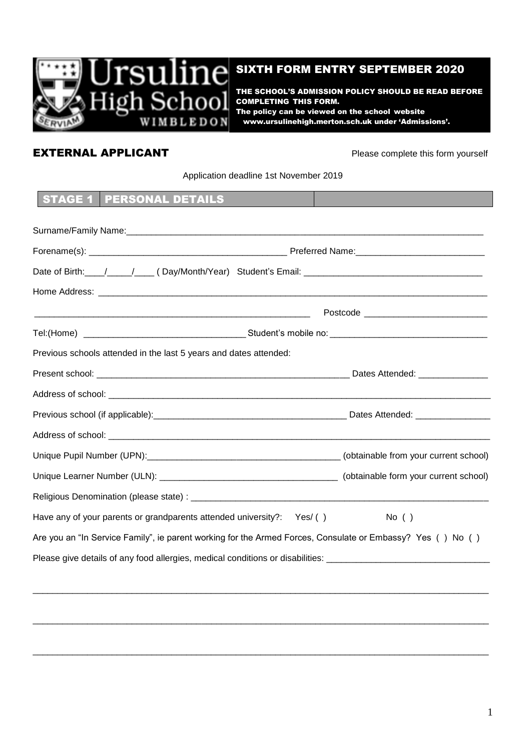# Ursuline High School WIMBLEDON

## SIXTH FORM ENTRY SEPTEMBER 2020

**THE SCHOOL'S ADMISSION POLICY SHOULD BE READ BEFORE COMPLETING THIS FORM.**
**The policy can be viewed on the school website www.ursulinehigh.merton.sch.uk under 'Admissions'.**

## EXTERNAL APPLICANT

Please complete this form yourself

Application deadline 1st November 2019

## STAGE 1 PERSONAL DETAILS

Surname/Family Name:_______________________________________________

Forename(s): ________________________________ Preferred Name:______________________

Date of Birth:____/_____/____ ( Day/Month/Year) Student's Email: ___________________________

Home Address: _______________________________________________

_______________________________________________ Postcode ______________________

Tel:(Home) ____________________________ Student's mobile no: ___________________________

Previous schools attended in the last 5 years and dates attended:

Present school: ________________________________________ Dates Attended: ______________

Address of school: _______________________________________________

Previous school (if applicable):______________________________ Dates Attended: _______________

Address of school: _______________________________________________

Unique Pupil Number (UPN):______________________________ (obtainable from your current school)

Unique Learner Number (ULN): ___________________________ (obtainable form your current school)

Religious Denomination (please state) : _______________________________________________

Have any of your parents or grandparents attended university?: Yes/ ( ) No ( )

Are you an "In Service Family", ie parent working for the Armed Forces, Consulate or Embassy? Yes ( ) No ( )

Please give details of any food allergies, medical conditions or disabilities: ___________________________

_______________________________________________

_______________________________________________

_______________________________________________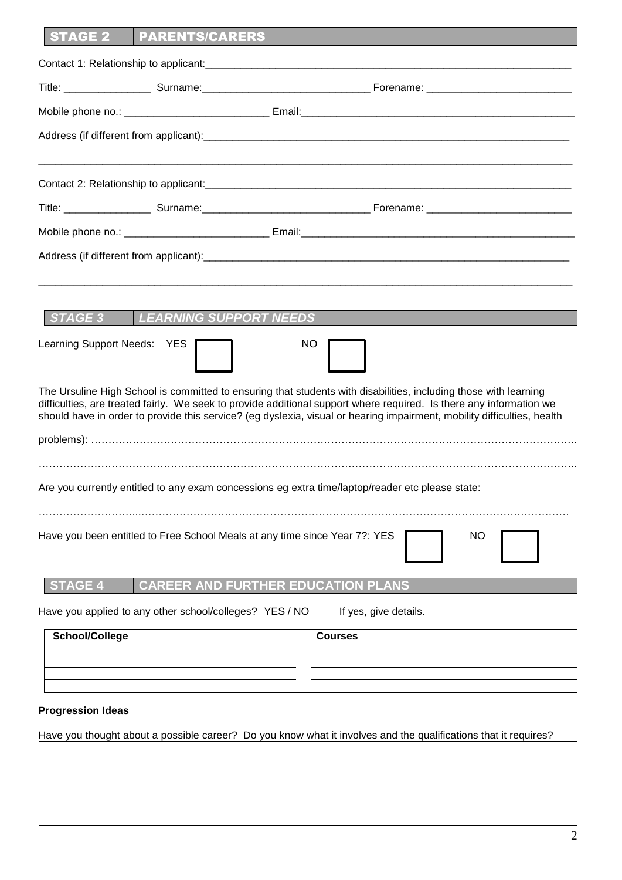## STAGE 2 PARENTS/CARERS

Contact 1: Relationship to applicant:_______________________________________________________________

Title: _______________ Surname:_____________________________ Forename: _________________________

Mobile phone no.: _________________________ Email:_______________________________________________

Address (if different from applicant):_______________________________________________________________

_____________________________________________________________________________________________

Contact 2: Relationship to applicant:_______________________________________________________________

Title: _______________ Surname:_____________________________ Forename: _________________________

Mobile phone no.: _________________________ Email:_______________________________________________

Address (if different from applicant):_______________________________________________________________

_____________________________________________________________________________________________

## *STAGE 3 LEARNING SUPPORT NEEDS*

Learning Support Needs: YES ☐ NO ☐

The Ursuline High School is committed to ensuring that students with disabilities, including those with learning difficulties, are treated fairly. We seek to provide additional support where required. Is there any information we should have in order to provide this service? (eg dyslexia, visual or hearing impairment, mobility difficulties, health problems): ……………………………………………………………………………………………………………………

……………………………………………………………………………………………………………………………

Are you currently entitled to any exam concessions eg extra time/laptop/reader etc please state:

……………………………………………………………………………………………………………………………

Have you been entitled to Free School Meals at any time since Year 7?: YES ☐ NO ☐

## STAGE 4 CAREER AND FURTHER EDUCATION PLANS

Have you applied to any other school/colleges? YES / NO If yes, give details.

| School/College | Courses |
| --- | --- |
| | |
| | |
| | |
| | |

**Progression Ideas**

Have you thought about a possible career? Do you know what it involves and the qualifications that it requires?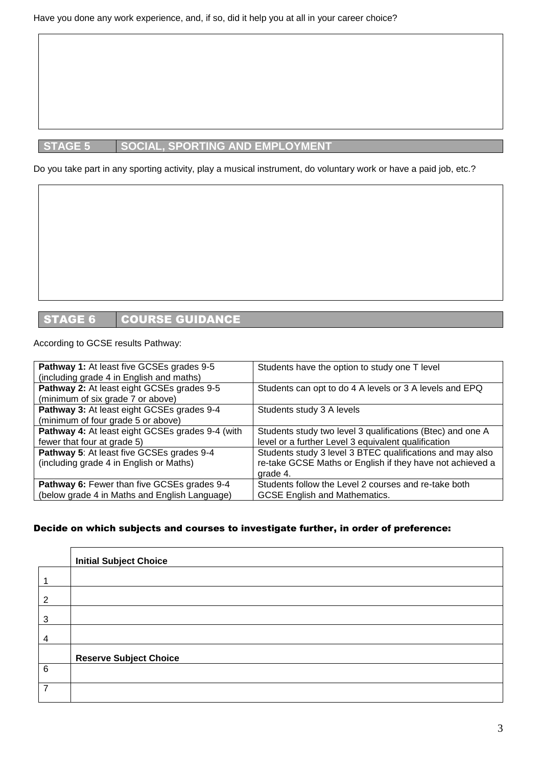Have you done any work experience, and, if so, did it help you at all in your career choice?

## STAGE 5 SOCIAL, SPORTING AND EMPLOYMENT

Do you take part in any sporting activity, play a musical instrument, do voluntary work or have a paid job, etc.?

## STAGE 6 COURSE GUIDANCE

According to GCSE results Pathway:

| | |
|---|---|
| **Pathway 1:** At least five GCSEs grades 9-5 (including grade 4 in English and maths) | Students have the option to study one T level |
| **Pathway 2:** At least eight GCSEs grades 9-5 (minimum of six grade 7 or above) | Students can opt to do 4 A levels or 3 A levels and EPQ |
| **Pathway 3:** At least eight GCSEs grades 9-4 (minimum of four grade 5 or above) | Students study 3 A levels |
| **Pathway 4:** At least eight GCSEs grades 9-4 (with fewer that four at grade 5) | Students study two level 3 qualifications (Btec) and one A level or a further Level 3 equivalent qualification |
| **Pathway 5**: At least five GCSEs grades 9-4 (including grade 4 in English or Maths) | Students study 3 level 3 BTEC qualifications and may also re-take GCSE Maths or English if they have not achieved a grade 4. |
| **Pathway 6:** Fewer than five GCSEs grades 9-4 (below grade 4 in Maths and English Language) | Students follow the Level 2 courses and re-take both GCSE English and Mathematics. |

**Decide on which subjects and courses to investigate further, in order of preference:**

| | **Initial Subject Choice** |
|---|---|
| 1 | |
| 2 | |
| 3 | |
| 4 | |
| | **Reserve Subject Choice** |
| 6 | |
| 7 | |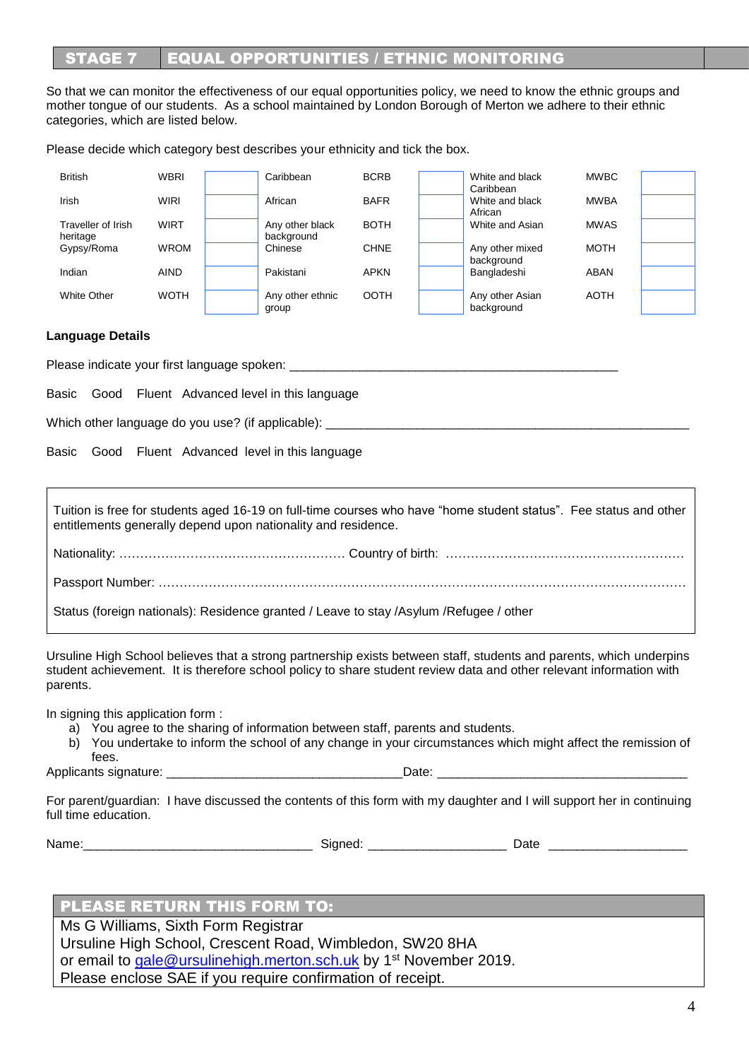## STAGE 7 EQUAL OPPORTUNITIES / ETHNIC MONITORING

So that we can monitor the effectiveness of our equal opportunities policy, we need to know the ethnic groups and mother tongue of our students. As a school maintained by London Borough of Merton we adhere to their ethnic categories, which are listed below.

Please decide which category best describes your ethnicity and tick the box.

| | | | | | | | | |
|---|---|---|---|---|---|---|---|---|
| British | WBRI | | Caribbean | BCRB | | White and black Caribbean | MWBC | |
| Irish | WIRI | | African | BAFR | | White and black African | MWBA | |
| Traveller of Irish heritage | WIRT | | Any other black background | BOTH | | White and Asian | MWAS | |
| Gypsy/Roma | WROM | | Chinese | CHNE | | Any other mixed background | MOTH | |
| Indian | AIND | | Pakistani | APKN | | Bangladeshi | ABAN | |
| White Other | WOTH | | Any other ethnic group | OOTH | | Any other Asian background | AOTH | |

**Language Details**

Please indicate your first language spoken: ___________________________________________________

Basic Good Fluent Advanced level in this language

Which other language do you use? (if applicable): _______________________________________________________

Basic Good Fluent Advanced level in this language

Tuition is free for students aged 16-19 on full-time courses who have "home student status". Fee status and other entitlements generally depend upon nationality and residence.

Nationality: …………………………………………… Country of birth: ………………………………………………

Passport Number: ……………………………………………………………………………………………………

Status (foreign nationals): Residence granted / Leave to stay /Asylum /Refugee / other

Ursuline High School believes that a strong partnership exists between staff, students and parents, which underpins student achievement. It is therefore school policy to share student review data and other relevant information with parents.

In signing this application form :

a) You agree to the sharing of information between staff, parents and students.
b) You undertake to inform the school of any change in your circumstances which might affect the remission of fees.

Applicants signature: ___________________________________Date: _____________________________________

For parent/guardian: I have discussed the contents of this form with my daughter and I will support her in continuing full time education.

Name:__________________________________ Signed: ____________________ Date ____________________

**PLEASE RETURN THIS FORM TO:**

Ms G Williams, Sixth Form Registrar
Ursuline High School, Crescent Road, Wimbledon, SW20 8HA
or email to gale@ursulinehigh.merton.sch.uk by 1st November 2019.
Please enclose SAE if you require confirmation of receipt.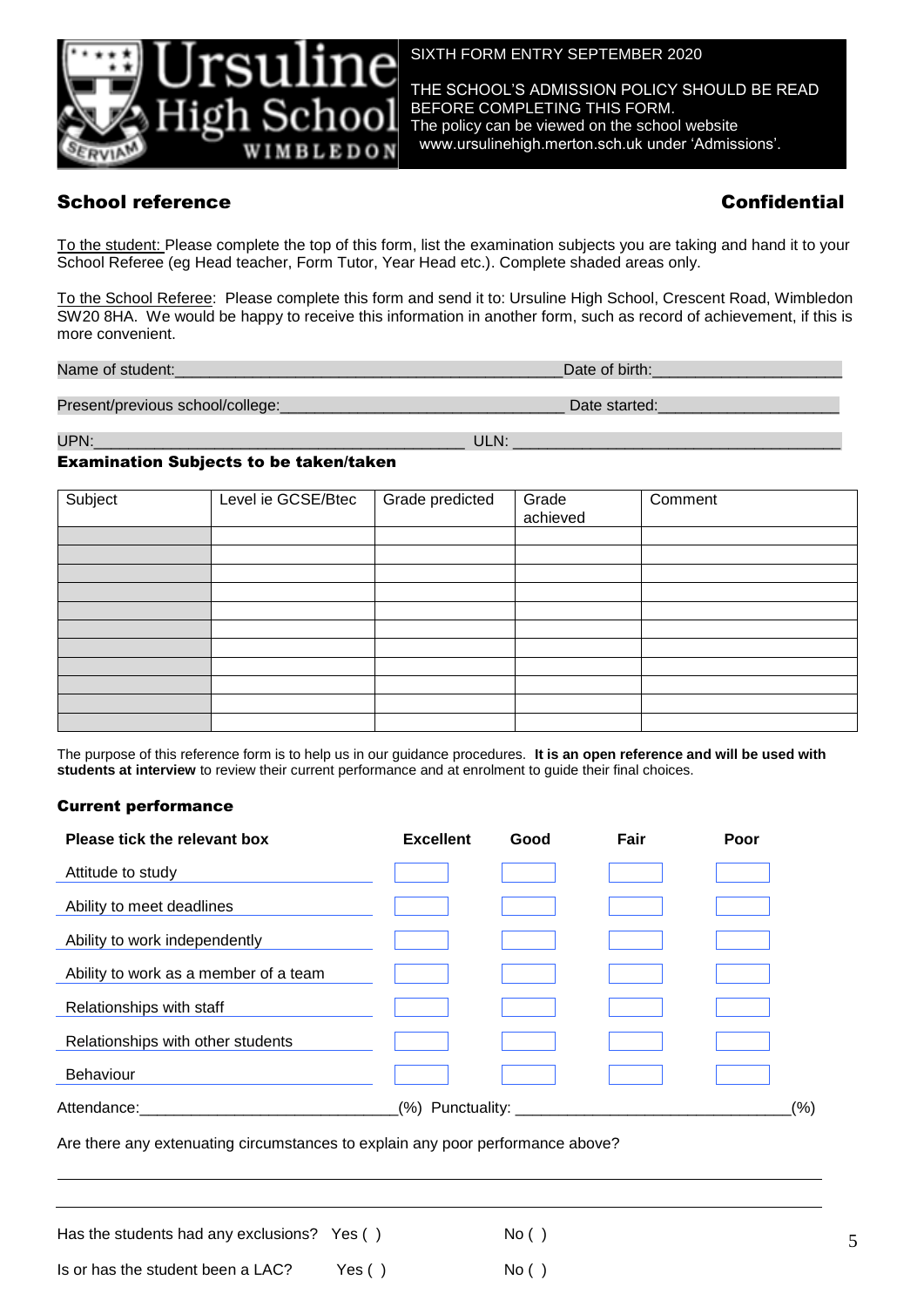Ursuline High School WIMBLEDON SERVIAM

SIXTH FORM ENTRY SEPTEMBER 2020

THE SCHOOL'S ADMISSION POLICY SHOULD BE READ BEFORE COMPLETING THIS FORM.
The policy can be viewed on the school website www.ursulinehigh.merton.sch.uk under 'Admissions'.

## School reference **Confidential**

To the student: Please complete the top of this form, list the examination subjects you are taking and hand it to your School Referee (eg Head teacher, Form Tutor, Year Head etc.). Complete shaded areas only.

To the School Referee: Please complete this form and send it to: Ursuline High School, Crescent Road, Wimbledon SW20 8HA. We would be happy to receive this information in another form, such as record of achievement, if this is more convenient.

Name of student:____________________________________________ Date of birth:____________________

Present/previous school/college:________________________________ Date started:____________________

UPN:________________________________________ ULN: ____________________________________

### Examination Subjects to be taken/taken

| Subject | Level ie GCSE/Btec | Grade predicted | Grade achieved | Comment |
|---|---|---|---|---|
| | | | | |
| | | | | |
| | | | | |
| | | | | |
| | | | | |
| | | | | |
| | | | | |
| | | | | |
| | | | | |
| | | | | |
| | | | | |

The purpose of this reference form is to help us in our guidance procedures. **It is an open reference and will be used with students at interview** to review their current performance and at enrolment to guide their final choices.

### Current performance

| **Please tick the relevant box** | **Excellent** | **Good** | **Fair** | **Poor** |
|---|---|---|---|---|
| Attitude to study | | | | |
| Ability to meet deadlines | | | | |
| Ability to work independently | | | | |
| Ability to work as a member of a team | | | | |
| Relationships with staff | | | | |
| Relationships with other students | | | | |
| Behaviour | | | | |

Attendance:______________________________(%) Punctuality: ________________________________(%)

Are there any extenuating circumstances to explain any poor performance above?

_____________________________________________________________________________

_____________________________________________________________________________

Has the students had any exclusions? Yes ( ) No ( )

Is or has the student been a LAC? Yes ( ) No ( )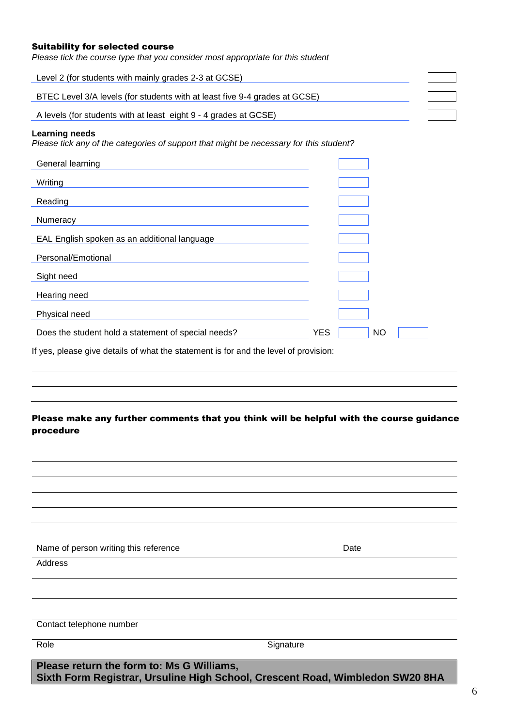**Suitability for selected course**

*Please tick the course type that you consider most appropriate for this student*

| | |
|---|---|
| Level 2 (for students with mainly grades 2-3 at GCSE) | ☐ |
| BTEC Level 3/A levels (for students with at least five 9-4 grades at GCSE) | ☐ |
| A levels (for students with at least eight 9 - 4 grades at GCSE) | ☐ |

**Learning needs**

*Please tick any of the categories of support that might be necessary for this student?*

| | |
|---|---|
| General learning | ☐ |
| Writing | ☐ |
| Reading | ☐ |
| Numeracy | ☐ |
| EAL English spoken as an additional language | ☐ |
| Personal/Emotional | ☐ |
| Sight need | ☐ |
| Hearing need | ☐ |
| Physical need | ☐ |

Does the student hold a statement of special needs? YES ☐ NO ☐

If yes, please give details of what the statement is for and the level of provision:

______________________________________________

______________________________________________

______________________________________________

**Please make any further comments that you think will be helpful with the course guidance procedure**

______________________________________________

______________________________________________

______________________________________________

______________________________________________

______________________________________________

Name of person writing this reference  Date

Address

______________________________________________

______________________________________________

Contact telephone number

Role  Signature

**Please return the form to: Ms G Williams,**
**Sixth Form Registrar, Ursuline High School, Crescent Road, Wimbledon SW20 8HA**